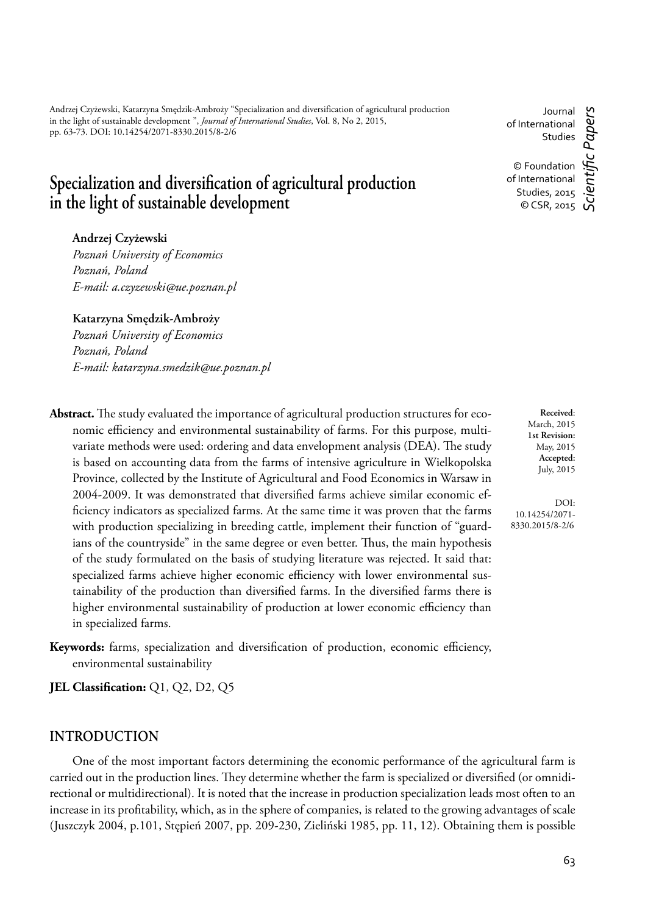Andrzej Czyżewski, Katarzyna Smędzik-Ambroży "Specialization and diversification of agricultural production in the light of sustainable development ", *Journal of International Studies*, Vol. 8, No 2, 2015, pp. 63-73. DOI: 10.14254/2071-8330.2015/8-2/6

Journal of International Studies

© Foundation of International Studies, 2015
© CSR, 2015

*Scientific Papers*

# Specialization and diversification of agricultural production in the light of sustainable development

**Andrzej Czyżewski**
*Poznań University of Economics*
*Poznań, Poland*
*E-mail: a.czyzewski@ue.poznan.pl*

**Katarzyna Smędzik-Ambroży**
*Poznań University of Economics*
*Poznań, Poland*
*E-mail: katarzyna.smedzik@ue.poznan.pl*

**Received**: March, 2015
**1st Revision:** May, 2015
**Accepted:** July, 2015

DOI: 10.14254/2071-8330.2015/8-2/6

**Abstract.** The study evaluated the importance of agricultural production structures for economic efficiency and environmental sustainability of farms. For this purpose, multivariate methods were used: ordering and data envelopment analysis (DEA). The study is based on accounting data from the farms of intensive agriculture in Wielkopolska Province, collected by the Institute of Agricultural and Food Economics in Warsaw in 2004-2009. It was demonstrated that diversified farms achieve similar economic efficiency indicators as specialized farms. At the same time it was proven that the farms with production specializing in breeding cattle, implement their function of "guardians of the countryside" in the same degree or even better. Thus, the main hypothesis of the study formulated on the basis of studying literature was rejected. It said that: specialized farms achieve higher economic efficiency with lower environmental sustainability of the production than diversified farms. In the diversified farms there is higher environmental sustainability of production at lower economic efficiency than in specialized farms.

**Keywords:** farms, specialization and diversification of production, economic efficiency, environmental sustainability

**JEL Classification:** Q1, Q2, D2, Q5

## INTRODUCTION

One of the most important factors determining the economic performance of the agricultural farm is carried out in the production lines. They determine whether the farm is specialized or diversified (or omnidirectional or multidirectional). It is noted that the increase in production specialization leads most often to an increase in its profitability, which, as in the sphere of companies, is related to the growing advantages of scale (Juszczyk 2004, p.101, Stępień 2007, pp. 209-230, Zieliński 1985, pp. 11, 12). Obtaining them is possible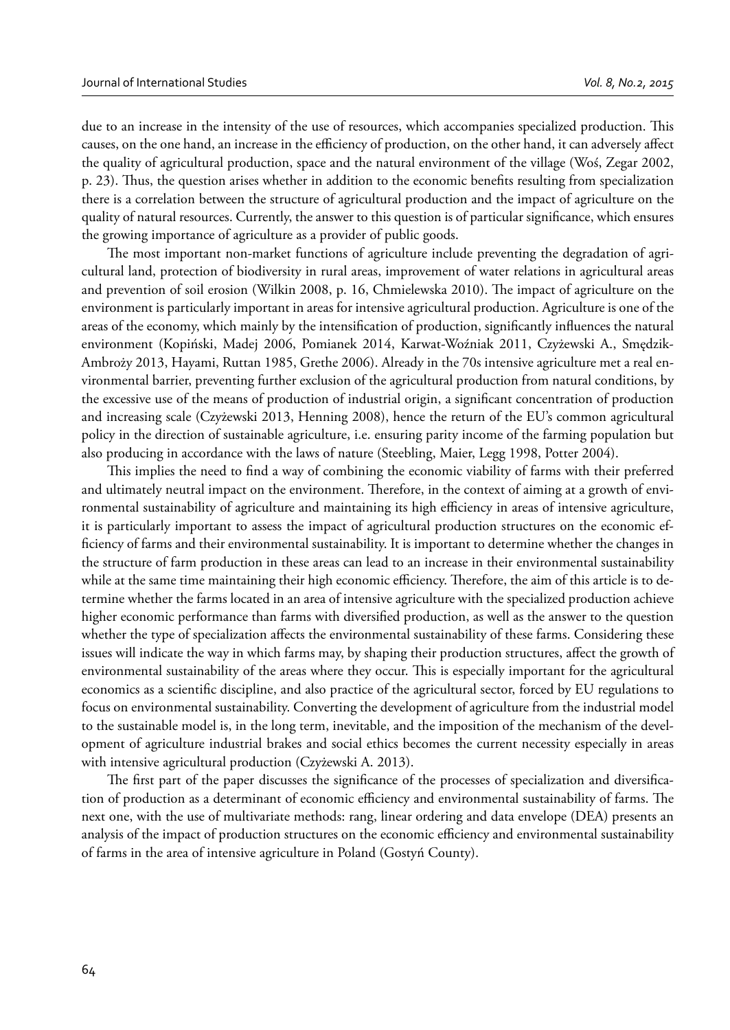due to an increase in the intensity of the use of resources, which accompanies specialized production. This causes, on the one hand, an increase in the efficiency of production, on the other hand, it can adversely affect the quality of agricultural production, space and the natural environment of the village (Woś, Zegar 2002, p. 23). Thus, the question arises whether in addition to the economic benefits resulting from specialization there is a correlation between the structure of agricultural production and the impact of agriculture on the quality of natural resources. Currently, the answer to this question is of particular significance, which ensures the growing importance of agriculture as a provider of public goods.

The most important non-market functions of agriculture include preventing the degradation of agricultural land, protection of biodiversity in rural areas, improvement of water relations in agricultural areas and prevention of soil erosion (Wilkin 2008, p. 16, Chmielewska 2010). The impact of agriculture on the environment is particularly important in areas for intensive agricultural production. Agriculture is one of the areas of the economy, which mainly by the intensification of production, significantly influences the natural environment (Kopiński, Madej 2006, Pomianek 2014, Karwat-Woźniak 2011, Czyżewski A., Smędzik-Ambroży 2013, Hayami, Ruttan 1985, Grethe 2006). Already in the 70s intensive agriculture met a real environmental barrier, preventing further exclusion of the agricultural production from natural conditions, by the excessive use of the means of production of industrial origin, a significant concentration of production and increasing scale (Czyżewski 2013, Henning 2008), hence the return of the EU's common agricultural policy in the direction of sustainable agriculture, i.e. ensuring parity income of the farming population but also producing in accordance with the laws of nature (Steebling, Maier, Legg 1998, Potter 2004).

This implies the need to find a way of combining the economic viability of farms with their preferred and ultimately neutral impact on the environment. Therefore, in the context of aiming at a growth of environmental sustainability of agriculture and maintaining its high efficiency in areas of intensive agriculture, it is particularly important to assess the impact of agricultural production structures on the economic efficiency of farms and their environmental sustainability. It is important to determine whether the changes in the structure of farm production in these areas can lead to an increase in their environmental sustainability while at the same time maintaining their high economic efficiency. Therefore, the aim of this article is to determine whether the farms located in an area of intensive agriculture with the specialized production achieve higher economic performance than farms with diversified production, as well as the answer to the question whether the type of specialization affects the environmental sustainability of these farms. Considering these issues will indicate the way in which farms may, by shaping their production structures, affect the growth of environmental sustainability of the areas where they occur. This is especially important for the agricultural economics as a scientific discipline, and also practice of the agricultural sector, forced by EU regulations to focus on environmental sustainability. Converting the development of agriculture from the industrial model to the sustainable model is, in the long term, inevitable, and the imposition of the mechanism of the development of agriculture industrial brakes and social ethics becomes the current necessity especially in areas with intensive agricultural production (Czyżewski A. 2013).

The first part of the paper discusses the significance of the processes of specialization and diversification of production as a determinant of economic efficiency and environmental sustainability of farms. The next one, with the use of multivariate methods: rang, linear ordering and data envelope (DEA) presents an analysis of the impact of production structures on the economic efficiency and environmental sustainability of farms in the area of intensive agriculture in Poland (Gostyń County).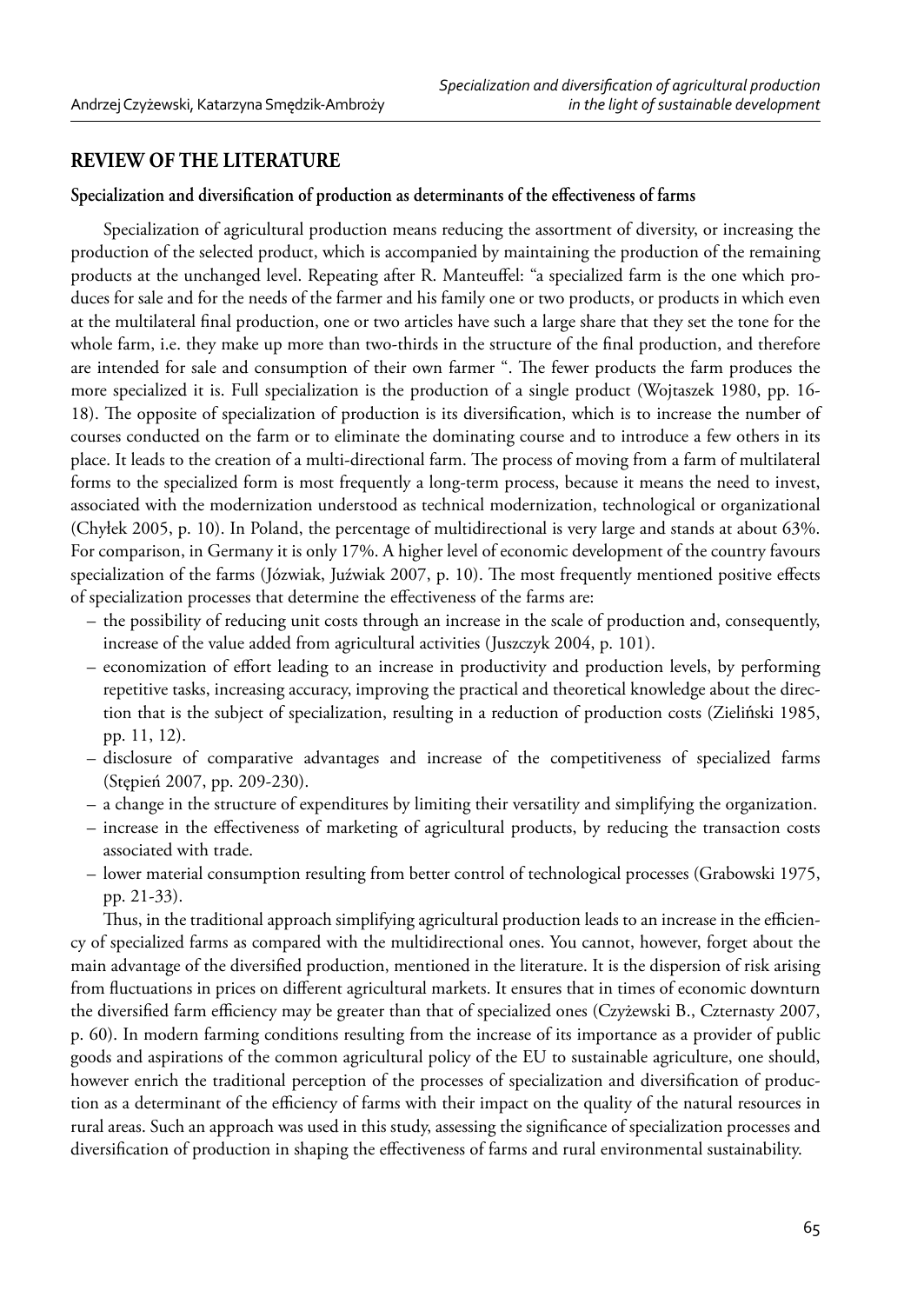## REVIEW OF THE LITERATURE

### Specialization and diversification of production as determinants of the effectiveness of farms

Specialization of agricultural production means reducing the assortment of diversity, or increasing the production of the selected product, which is accompanied by maintaining the production of the remaining products at the unchanged level. Repeating after R. Manteuffel: "a specialized farm is the one which produces for sale and for the needs of the farmer and his family one or two products, or products in which even at the multilateral final production, one or two articles have such a large share that they set the tone for the whole farm, i.e. they make up more than two-thirds in the structure of the final production, and therefore are intended for sale and consumption of their own farmer ". The fewer products the farm produces the more specialized it is. Full specialization is the production of a single product (Wojtaszek 1980, pp. 16-18). The opposite of specialization of production is its diversification, which is to increase the number of courses conducted on the farm or to eliminate the dominating course and to introduce a few others in its place. It leads to the creation of a multi-directional farm. The process of moving from a farm of multilateral forms to the specialized form is most frequently a long-term process, because it means the need to invest, associated with the modernization understood as technical modernization, technological or organizational (Chyłek 2005, p. 10). In Poland, the percentage of multidirectional is very large and stands at about 63%. For comparison, in Germany it is only 17%. A higher level of economic development of the country favours specialization of the farms (Józwiak, Juźwiak 2007, p. 10). The most frequently mentioned positive effects of specialization processes that determine the effectiveness of the farms are:

- the possibility of reducing unit costs through an increase in the scale of production and, consequently, increase of the value added from agricultural activities (Juszczyk 2004, p. 101).
- economization of effort leading to an increase in productivity and production levels, by performing repetitive tasks, increasing accuracy, improving the practical and theoretical knowledge about the direction that is the subject of specialization, resulting in a reduction of production costs (Zieliński 1985, pp. 11, 12).
- disclosure of comparative advantages and increase of the competitiveness of specialized farms (Stępień 2007, pp. 209-230).
- a change in the structure of expenditures by limiting their versatility and simplifying the organization.
- increase in the effectiveness of marketing of agricultural products, by reducing the transaction costs associated with trade.
- lower material consumption resulting from better control of technological processes (Grabowski 1975, pp. 21-33).

Thus, in the traditional approach simplifying agricultural production leads to an increase in the efficiency of specialized farms as compared with the multidirectional ones. You cannot, however, forget about the main advantage of the diversified production, mentioned in the literature. It is the dispersion of risk arising from fluctuations in prices on different agricultural markets. It ensures that in times of economic downturn the diversified farm efficiency may be greater than that of specialized ones (Czyżewski B., Czternasty 2007, p. 60). In modern farming conditions resulting from the increase of its importance as a provider of public goods and aspirations of the common agricultural policy of the EU to sustainable agriculture, one should, however enrich the traditional perception of the processes of specialization and diversification of production as a determinant of the efficiency of farms with their impact on the quality of the natural resources in rural areas. Such an approach was used in this study, assessing the significance of specialization processes and diversification of production in shaping the effectiveness of farms and rural environmental sustainability.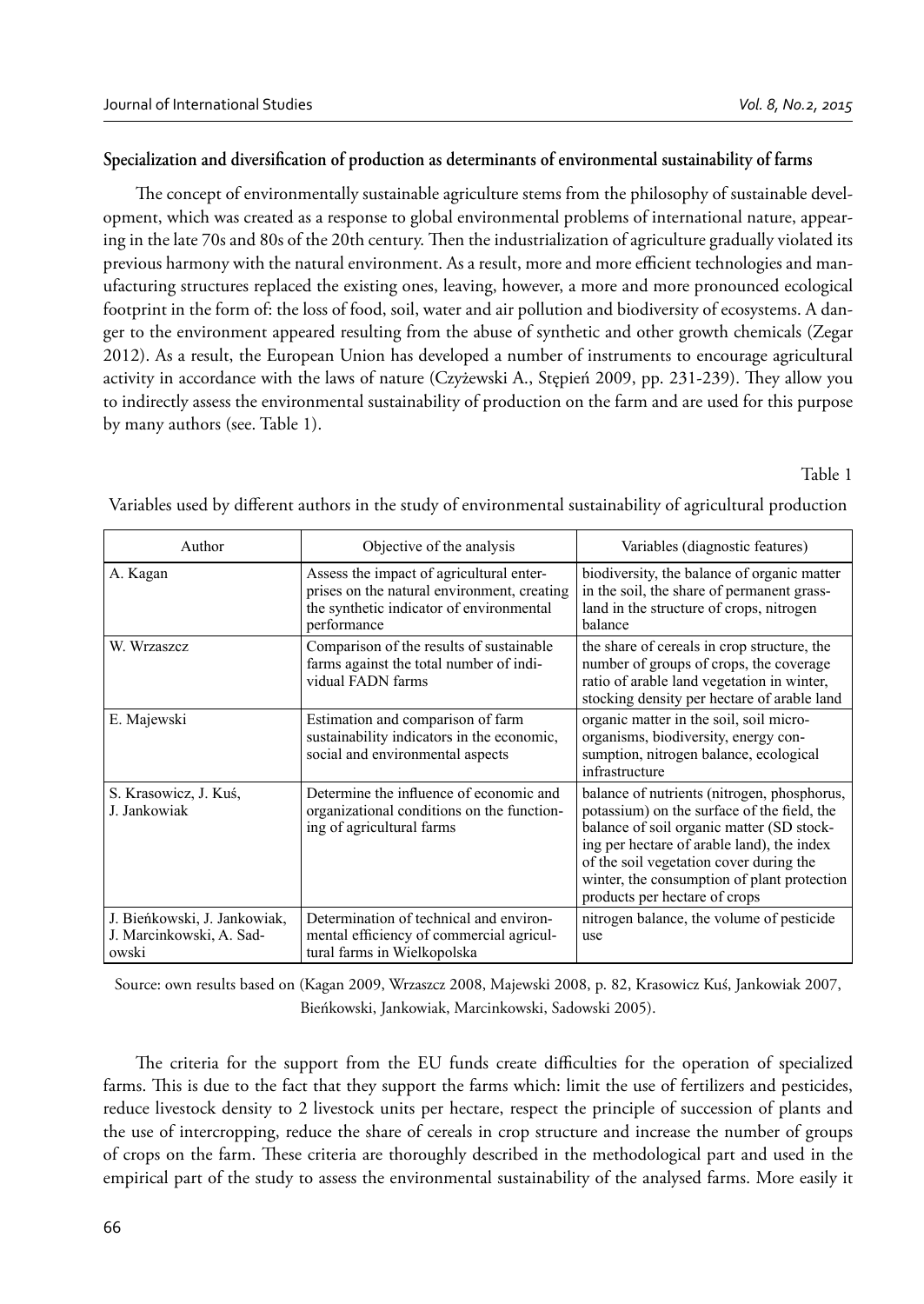### Specialization and diversification of production as determinants of environmental sustainability of farms

The concept of environmentally sustainable agriculture stems from the philosophy of sustainable development, which was created as a response to global environmental problems of international nature, appearing in the late 70s and 80s of the 20th century. Then the industrialization of agriculture gradually violated its previous harmony with the natural environment. As a result, more and more efficient technologies and manufacturing structures replaced the existing ones, leaving, however, a more and more pronounced ecological footprint in the form of: the loss of food, soil, water and air pollution and biodiversity of ecosystems. A danger to the environment appeared resulting from the abuse of synthetic and other growth chemicals (Zegar 2012). As a result, the European Union has developed a number of instruments to encourage agricultural activity in accordance with the laws of nature (Czyżewski A., Stępień 2009, pp. 231-239). They allow you to indirectly assess the environmental sustainability of production on the farm and are used for this purpose by many authors (see. Table 1).

Table 1

Variables used by different authors in the study of environmental sustainability of agricultural production

| Author | Objective of the analysis | Variables (diagnostic features) |
|---|---|---|
| A. Kagan | Assess the impact of agricultural enterprises on the natural environment, creating the synthetic indicator of environmental performance | biodiversity, the balance of organic matter in the soil, the share of permanent grassland in the structure of crops, nitrogen balance |
| W. Wrzaszcz | Comparison of the results of sustainable farms against the total number of individual FADN farms | the share of cereals in crop structure, the number of groups of crops, the coverage ratio of arable land vegetation in winter, stocking density per hectare of arable land |
| E. Majewski | Estimation and comparison of farm sustainability indicators in the economic, social and environmental aspects | organic matter in the soil, soil microorganisms, biodiversity, energy consumption, nitrogen balance, ecological infrastructure |
| S. Krasowicz, J. Kuś, J. Jankowiak | Determine the influence of economic and organizational conditions on the functioning of agricultural farms | balance of nutrients (nitrogen, phosphorus, potassium) on the surface of the field, the balance of soil organic matter (SD stocking per hectare of arable land), the index of the soil vegetation cover during the winter, the consumption of plant protection products per hectare of crops |
| J. Bieńkowski, J. Jankowiak, J. Marcinkowski, A. Sadowski | Determination of technical and environmental efficiency of commercial agricultural farms in Wielkopolska | nitrogen balance, the volume of pesticide use |

Source: own results based on (Kagan 2009, Wrzaszcz 2008, Majewski 2008, p. 82, Krasowicz Kuś, Jankowiak 2007, Bieńkowski, Jankowiak, Marcinkowski, Sadowski 2005).

The criteria for the support from the EU funds create difficulties for the operation of specialized farms. This is due to the fact that they support the farms which: limit the use of fertilizers and pesticides, reduce livestock density to 2 livestock units per hectare, respect the principle of succession of plants and the use of intercropping, reduce the share of cereals in crop structure and increase the number of groups of crops on the farm. These criteria are thoroughly described in the methodological part and used in the empirical part of the study to assess the environmental sustainability of the analysed farms. More easily it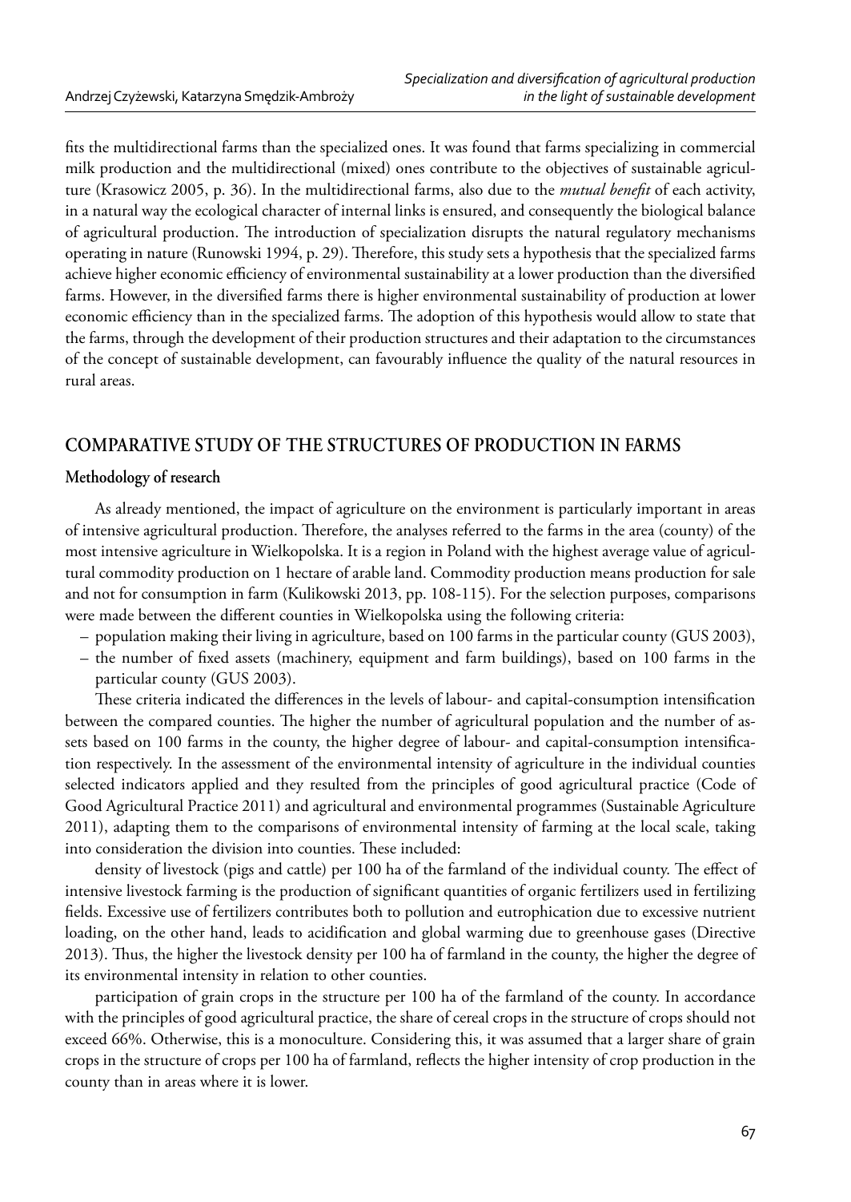fits the multidirectional farms than the specialized ones. It was found that farms specializing in commercial milk production and the multidirectional (mixed) ones contribute to the objectives of sustainable agriculture (Krasowicz 2005, p. 36). In the multidirectional farms, also due to the *mutual benefit* of each activity, in a natural way the ecological character of internal links is ensured, and consequently the biological balance of agricultural production. The introduction of specialization disrupts the natural regulatory mechanisms operating in nature (Runowski 1994, p. 29). Therefore, this study sets a hypothesis that the specialized farms achieve higher economic efficiency of environmental sustainability at a lower production than the diversified farms. However, in the diversified farms there is higher environmental sustainability of production at lower economic efficiency than in the specialized farms. The adoption of this hypothesis would allow to state that the farms, through the development of their production structures and their adaptation to the circumstances of the concept of sustainable development, can favourably influence the quality of the natural resources in rural areas.

## COMPARATIVE STUDY OF THE STRUCTURES OF PRODUCTION IN FARMS

### Methodology of research

As already mentioned, the impact of agriculture on the environment is particularly important in areas of intensive agricultural production. Therefore, the analyses referred to the farms in the area (county) of the most intensive agriculture in Wielkopolska. It is a region in Poland with the highest average value of agricultural commodity production on 1 hectare of arable land. Commodity production means production for sale and not for consumption in farm (Kulikowski 2013, pp. 108-115). For the selection purposes, comparisons were made between the different counties in Wielkopolska using the following criteria:

– population making their living in agriculture, based on 100 farms in the particular county (GUS 2003),
– the number of fixed assets (machinery, equipment and farm buildings), based on 100 farms in the particular county (GUS 2003).

These criteria indicated the differences in the levels of labour- and capital-consumption intensification between the compared counties. The higher the number of agricultural population and the number of assets based on 100 farms in the county, the higher degree of labour- and capital-consumption intensification respectively. In the assessment of the environmental intensity of agriculture in the individual counties selected indicators applied and they resulted from the principles of good agricultural practice (Code of Good Agricultural Practice 2011) and agricultural and environmental programmes (Sustainable Agriculture 2011), adapting them to the comparisons of environmental intensity of farming at the local scale, taking into consideration the division into counties. These included:

density of livestock (pigs and cattle) per 100 ha of the farmland of the individual county. The effect of intensive livestock farming is the production of significant quantities of organic fertilizers used in fertilizing fields. Excessive use of fertilizers contributes both to pollution and eutrophication due to excessive nutrient loading, on the other hand, leads to acidification and global warming due to greenhouse gases (Directive 2013). Thus, the higher the livestock density per 100 ha of farmland in the county, the higher the degree of its environmental intensity in relation to other counties.

participation of grain crops in the structure per 100 ha of the farmland of the county. In accordance with the principles of good agricultural practice, the share of cereal crops in the structure of crops should not exceed 66%. Otherwise, this is a monoculture. Considering this, it was assumed that a larger share of grain crops in the structure of crops per 100 ha of farmland, reflects the higher intensity of crop production in the county than in areas where it is lower.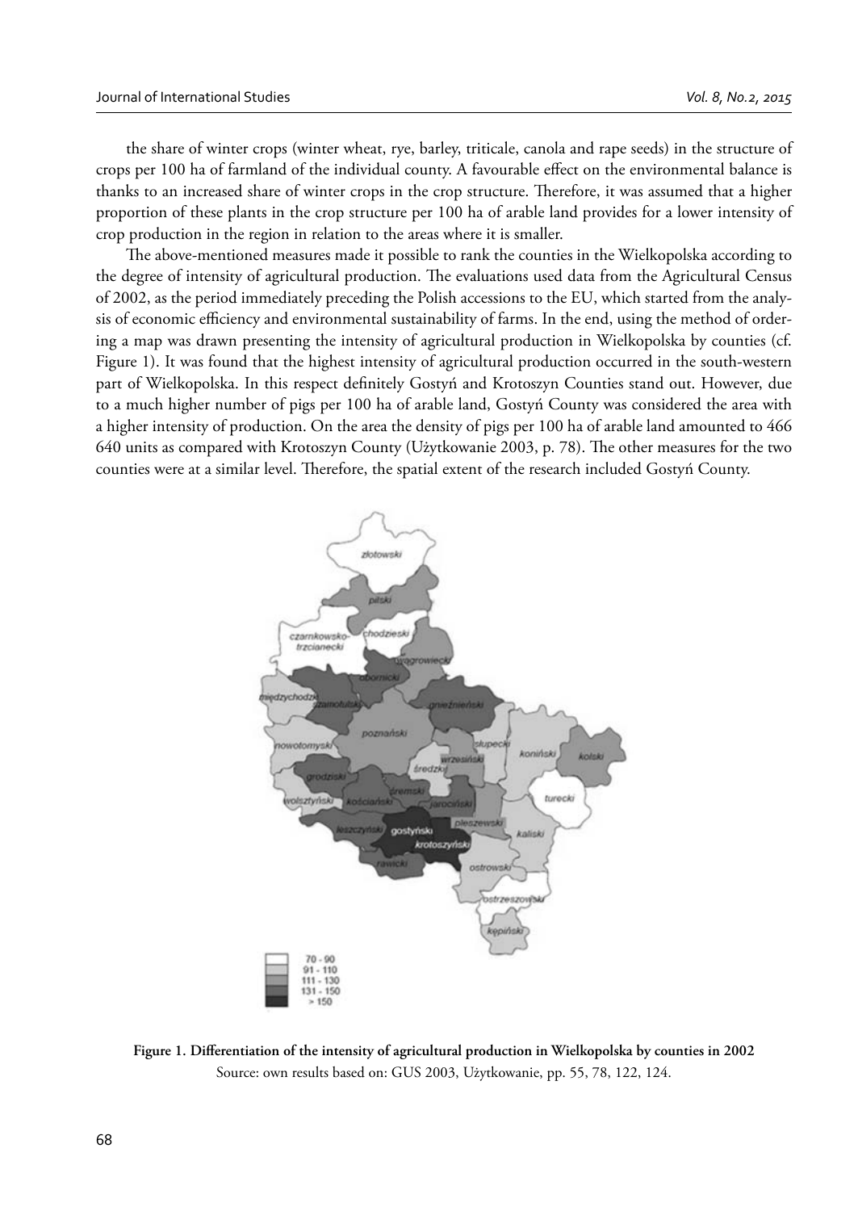the share of winter crops (winter wheat, rye, barley, triticale, canola and rape seeds) in the structure of crops per 100 ha of farmland of the individual county. A favourable effect on the environmental balance is thanks to an increased share of winter crops in the crop structure. Therefore, it was assumed that a higher proportion of these plants in the crop structure per 100 ha of arable land provides for a lower intensity of crop production in the region in relation to the areas where it is smaller.

The above-mentioned measures made it possible to rank the counties in the Wielkopolska according to the degree of intensity of agricultural production. The evaluations used data from the Agricultural Census of 2002, as the period immediately preceding the Polish accessions to the EU, which started from the analysis of economic efficiency and environmental sustainability of farms. In the end, using the method of ordering a map was drawn presenting the intensity of agricultural production in Wielkopolska by counties (cf. Figure 1). It was found that the highest intensity of agricultural production occurred in the south-western part of Wielkopolska. In this respect definitely Gostyń and Krotoszyn Counties stand out. However, due to a much higher number of pigs per 100 ha of arable land, Gostyń County was considered the area with a higher intensity of production. On the area the density of pigs per 100 ha of arable land amounted to 466 640 units as compared with Krotoszyn County (Użytkowanie 2003, p. 78). The other measures for the two counties were at a similar level. Therefore, the spatial extent of the research included Gostyń County.

**Figure 1. Differentiation of the intensity of agricultural production in Wielkopolska by counties in 2002**
Source: own results based on: GUS 2003, Użytkowanie, pp. 55, 78, 122, 124.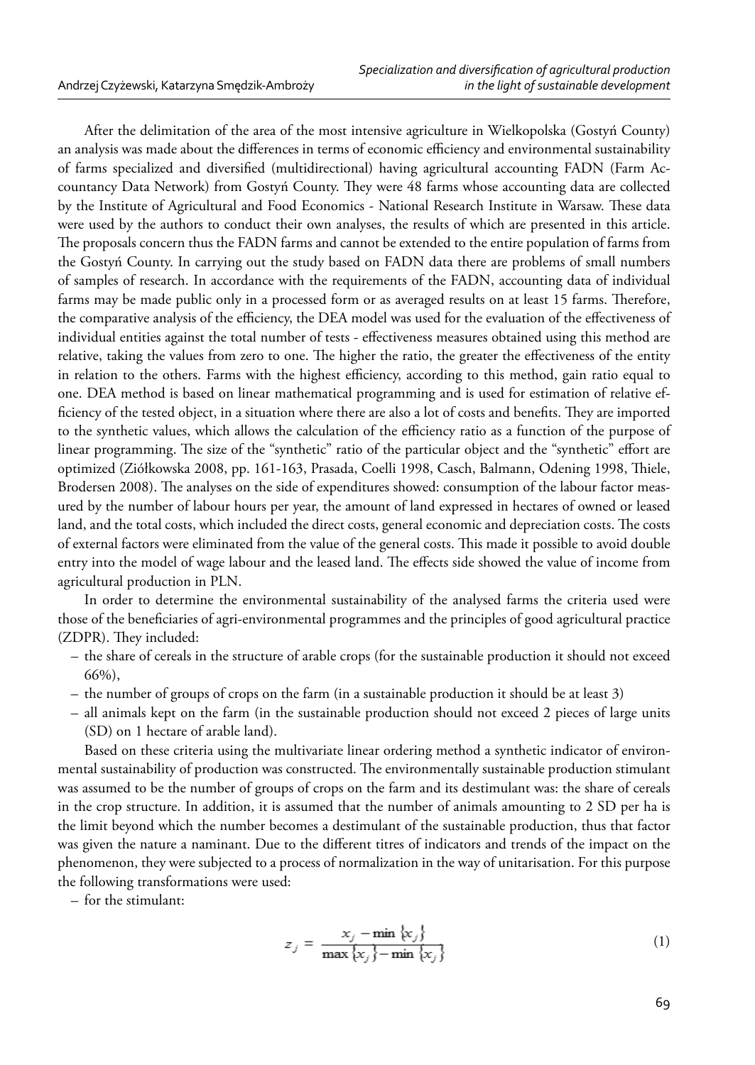After the delimitation of the area of the most intensive agriculture in Wielkopolska (Gostyń County) an analysis was made about the differences in terms of economic efficiency and environmental sustainability of farms specialized and diversified (multidirectional) having agricultural accounting FADN (Farm Accountancy Data Network) from Gostyń County. They were 48 farms whose accounting data are collected by the Institute of Agricultural and Food Economics - National Research Institute in Warsaw. These data were used by the authors to conduct their own analyses, the results of which are presented in this article. The proposals concern thus the FADN farms and cannot be extended to the entire population of farms from the Gostyń County. In carrying out the study based on FADN data there are problems of small numbers of samples of research. In accordance with the requirements of the FADN, accounting data of individual farms may be made public only in a processed form or as averaged results on at least 15 farms. Therefore, the comparative analysis of the efficiency, the DEA model was used for the evaluation of the effectiveness of individual entities against the total number of tests - effectiveness measures obtained using this method are relative, taking the values from zero to one. The higher the ratio, the greater the effectiveness of the entity in relation to the others. Farms with the highest efficiency, according to this method, gain ratio equal to one. DEA method is based on linear mathematical programming and is used for estimation of relative efficiency of the tested object, in a situation where there are also a lot of costs and benefits. They are imported to the synthetic values, which allows the calculation of the efficiency ratio as a function of the purpose of linear programming. The size of the "synthetic" ratio of the particular object and the "synthetic" effort are optimized (Ziółkowska 2008, pp. 161-163, Prasada, Coelli 1998, Casch, Balmann, Odening 1998, Thiele, Brodersen 2008). The analyses on the side of expenditures showed: consumption of the labour factor measured by the number of labour hours per year, the amount of land expressed in hectares of owned or leased land, and the total costs, which included the direct costs, general economic and depreciation costs. The costs of external factors were eliminated from the value of the general costs. This made it possible to avoid double entry into the model of wage labour and the leased land. The effects side showed the value of income from agricultural production in PLN.

In order to determine the environmental sustainability of the analysed farms the criteria used were those of the beneficiaries of agri-environmental programmes and the principles of good agricultural practice (ZDPR). They included:

- the share of cereals in the structure of arable crops (for the sustainable production it should not exceed 66%),
- the number of groups of crops on the farm (in a sustainable production it should be at least 3)
- all animals kept on the farm (in the sustainable production should not exceed 2 pieces of large units (SD) on 1 hectare of arable land).

Based on these criteria using the multivariate linear ordering method a synthetic indicator of environmental sustainability of production was constructed. The environmentally sustainable production stimulant was assumed to be the number of groups of crops on the farm and its destimulant was: the share of cereals in the crop structure. In addition, it is assumed that the number of animals amounting to 2 SD per ha is the limit beyond which the number becomes a destimulant of the sustainable production, thus that factor was given the nature a naminant. Due to the different titres of indicators and trends of the impact on the phenomenon, they were subjected to a process of normalization in the way of unitarisation. For this purpose the following transformations were used:

- for the stimulant:

$$z_j = \frac{x_j - \min\{x_j\}}{\max\{x_j\} - \min\{x_j\}} \tag{1}$$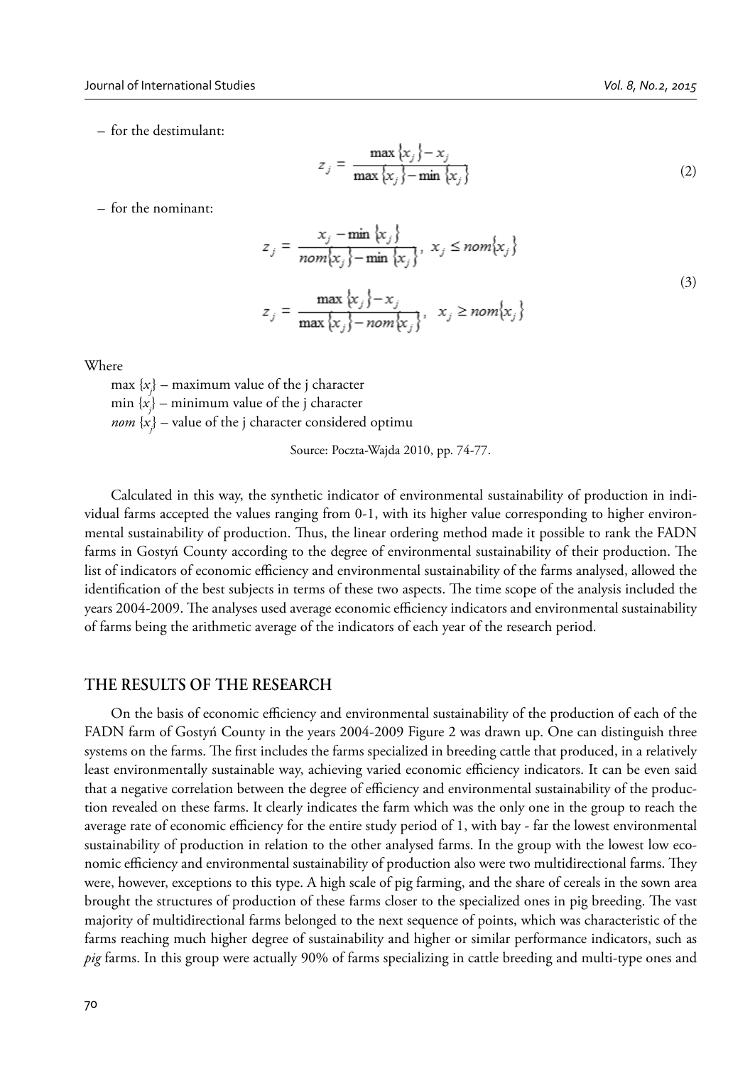– for the destimulant:

$$z_j = \frac{\max\{x_j\} - x_j}{\max\{x_j\} - \min\{x_j\}} \tag{2}$$

– for the nominant:

$$z_j = \frac{x_j - \min\{x_j\}}{nom\{x_j\} - \min\{x_j\}}, \quad x_j \leq nom\{x_j\}$$

$$z_j = \frac{\max\{x_j\} - x_j}{\max\{x_j\} - nom\{x_j\}}, \quad x_j \geq nom\{x_j\} \tag{3}$$

Where

max $\{x_j\}$ – maximum value of the j character
min $\{x_j\}$ – minimum value of the j character
*nom* $\{x_j\}$ – value of the j character considered optimu

Source: Poczta-Wajda 2010, pp. 74-77.

Calculated in this way, the synthetic indicator of environmental sustainability of production in individual farms accepted the values ranging from 0-1, with its higher value corresponding to higher environmental sustainability of production. Thus, the linear ordering method made it possible to rank the FADN farms in Gostyń County according to the degree of environmental sustainability of their production. The list of indicators of economic efficiency and environmental sustainability of the farms analysed, allowed the identification of the best subjects in terms of these two aspects. The time scope of the analysis included the years 2004-2009. The analyses used average economic efficiency indicators and environmental sustainability of farms being the arithmetic average of the indicators of each year of the research period.

## THE RESULTS OF THE RESEARCH

On the basis of economic efficiency and environmental sustainability of the production of each of the FADN farm of Gostyń County in the years 2004-2009 Figure 2 was drawn up. One can distinguish three systems on the farms. The first includes the farms specialized in breeding cattle that produced, in a relatively least environmentally sustainable way, achieving varied economic efficiency indicators. It can be even said that a negative correlation between the degree of efficiency and environmental sustainability of the production revealed on these farms. It clearly indicates the farm which was the only one in the group to reach the average rate of economic efficiency for the entire study period of 1, with bay - far the lowest environmental sustainability of production in relation to the other analysed farms. In the group with the lowest low economic efficiency and environmental sustainability of production also were two multidirectional farms. They were, however, exceptions to this type. A high scale of pig farming, and the share of cereals in the sown area brought the structures of production of these farms closer to the specialized ones in pig breeding. The vast majority of multidirectional farms belonged to the next sequence of points, which was characteristic of the farms reaching much higher degree of sustainability and higher or similar performance indicators, such as *pig* farms. In this group were actually 90% of farms specializing in cattle breeding and multi-type ones and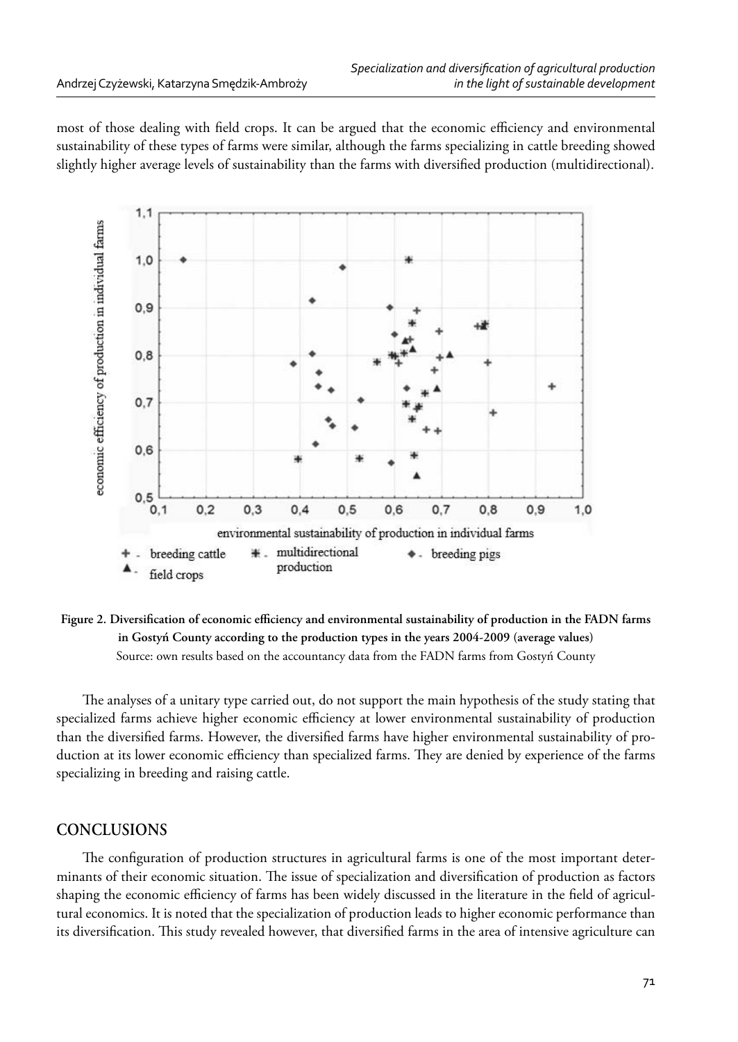most of those dealing with field crops. It can be argued that the economic efficiency and environmental sustainability of these types of farms were similar, although the farms specializing in cattle breeding showed slightly higher average levels of sustainability than the farms with diversified production (multidirectional).

**Figure 2. Diversification of economic efficiency and environmental sustainability of production in the FADN farms in Gostyń County according to the production types in the years 2004-2009 (average values)**
Source: own results based on the accountancy data from the FADN farms from Gostyń County

The analyses of a unitary type carried out, do not support the main hypothesis of the study stating that specialized farms achieve higher economic efficiency at lower environmental sustainability of production than the diversified farms. However, the diversified farms have higher environmental sustainability of production at its lower economic efficiency than specialized farms. They are denied by experience of the farms specializing in breeding and raising cattle.

## CONCLUSIONS

The configuration of production structures in agricultural farms is one of the most important determinants of their economic situation. The issue of specialization and diversification of production as factors shaping the economic efficiency of farms has been widely discussed in the literature in the field of agricultural economics. It is noted that the specialization of production leads to higher economic performance than its diversification. This study revealed however, that diversified farms in the area of intensive agriculture can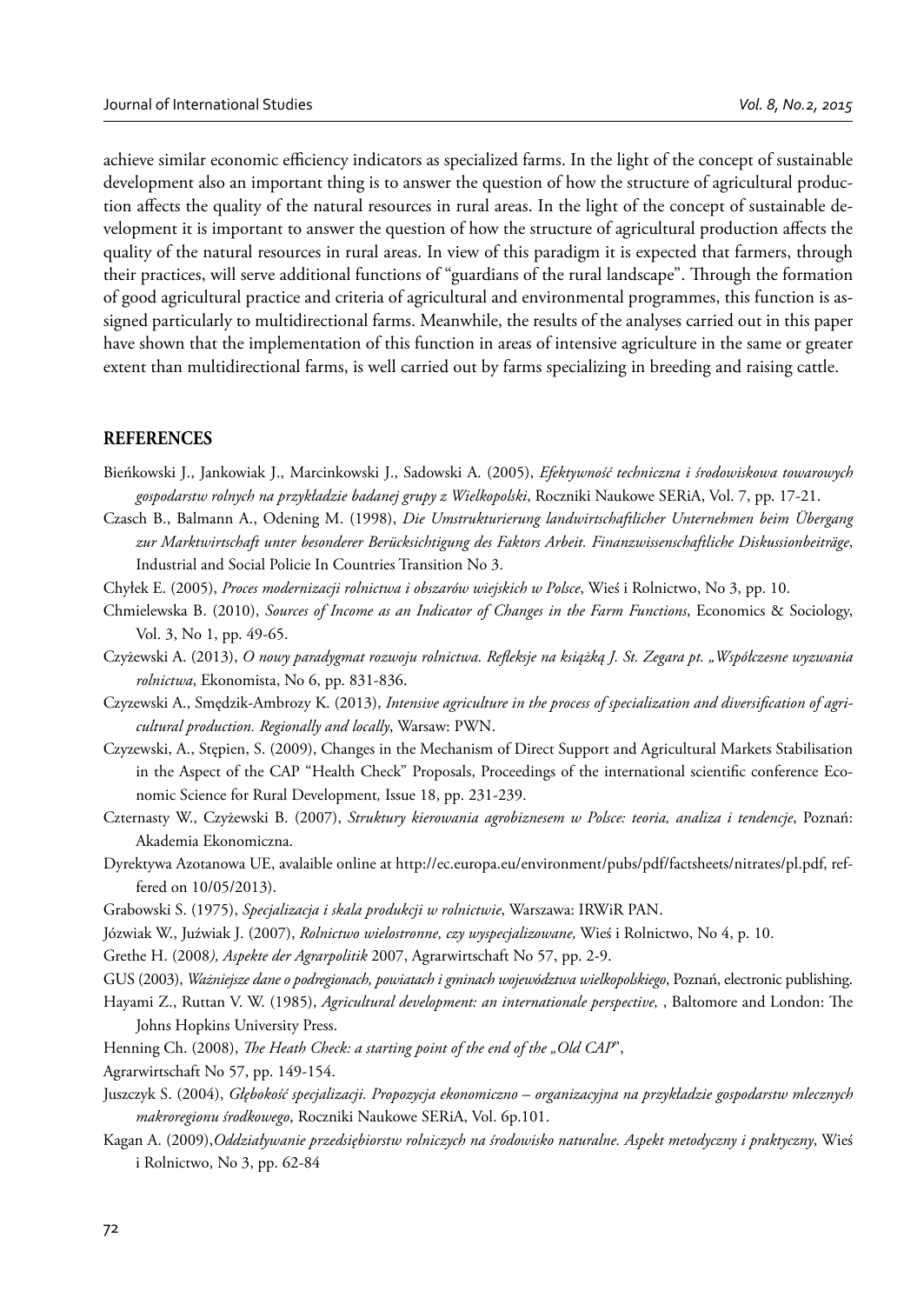achieve similar economic efficiency indicators as specialized farms. In the light of the concept of sustainable development also an important thing is to answer the question of how the structure of agricultural production affects the quality of the natural resources in rural areas. In the light of the concept of sustainable development it is important to answer the question of how the structure of agricultural production affects the quality of the natural resources in rural areas. In view of this paradigm it is expected that farmers, through their practices, will serve additional functions of "guardians of the rural landscape". Through the formation of good agricultural practice and criteria of agricultural and environmental programmes, this function is assigned particularly to multidirectional farms. Meanwhile, the results of the analyses carried out in this paper have shown that the implementation of this function in areas of intensive agriculture in the same or greater extent than multidirectional farms, is well carried out by farms specializing in breeding and raising cattle.

## REFERENCES

Bieńkowski J., Jankowiak J., Marcinkowski J., Sadowski A. (2005), *Efektywność techniczna i środowiskowa towarowych gospodarstw rolnych na przykładzie badanej grupy z Wielkopolski*, Roczniki Naukowe SERiA, Vol. 7, pp. 17-21.

Czasch B., Balmann A., Odening M. (1998), *Die Umstrukturierung landwirtschaftlicher Unternehmen beim Übergang zur Marktwirtschaft unter besonderer Berücksichtigung des Faktors Arbeit. Finanzwissenschaftliche Diskussionbeiträge*, Industrial and Social Policie In Countries Transition No 3.

Chyłek E. (2005), *Proces modernizacji rolnictwa i obszarów wiejskich w Polsce*, Wieś i Rolnictwo, No 3, pp. 10.

Chmielewska B. (2010), *Sources of Income as an Indicator of Changes in the Farm Functions*, Economics & Sociology, Vol. 3, No 1, pp. 49-65.

Czyżewski A. (2013), *O nowy paradygmat rozwoju rolnictwa. Refleksje na książką J. St. Zegara pt. „Współczesne wyzwania rolnictwa*, Ekonomista, No 6, pp. 831-836.

Czyzewski A., Smędzik-Ambrozy K. (2013), *Intensive agriculture in the process of specialization and diversification of agricultural production. Regionally and locally*, Warsaw: PWN.

Czyzewski, A., Stępien, S. (2009), Changes in the Mechanism of Direct Support and Agricultural Markets Stabilisation in the Aspect of the CAP "Health Check" Proposals, Proceedings of the international scientific conference Economic Science for Rural Development*,* Issue 18, pp. 231-239.

Czternasty W., Czyżewski B. (2007), *Struktury kierowania agrobiznesem w Polsce: teoria, analiza i tendencje*, Poznań: Akademia Ekonomiczna.

Dyrektywa Azotanowa UE, avalaible online at http://ec.europa.eu/environment/pubs/pdf/factsheets/nitrates/pl.pdf, reffered on 10/05/2013).

Grabowski S. (1975), *Specjalizacja i skala produkcji w rolnictwie*, Warszawa: IRWiR PAN.

Józwiak W., Juźwiak J. (2007), *Rolnictwo wielostronne, czy wyspecjalizowane,* Wieś i Rolnictwo, No 4, p. 10.

Grethe H. (2008*), Aspekte der Agrarpolitik* 2007, Agrarwirtschaft No 57, pp. 2-9.

GUS (2003), *Ważniejsze dane o podregionach, powiatach i gminach województwa wielkopolskiego*, Poznań, electronic publishing.

Hayami Z., Ruttan V. W. (1985), *Agricultural development: an internationale perspective,* , Baltomore and London: The Johns Hopkins University Press.

Henning Ch. (2008), *The Heath Check: a starting point of the end of the „Old CAP*",

Agrarwirtschaft No 57, pp. 149-154.

Juszczyk S. (2004), *Głębokość specjalizacji. Propozycja ekonomiczno – organizacyjna na przykładzie gospodarstw mlecznych makroregionu środkowego*, Roczniki Naukowe SERiA, Vol. 6p.101.

Kagan A. (2009),*Oddziaływanie przedsiębiorstw rolniczych na środowisko naturalne. Aspekt metodyczny i praktyczny*, Wieś i Rolnictwo, No 3, pp. 62-84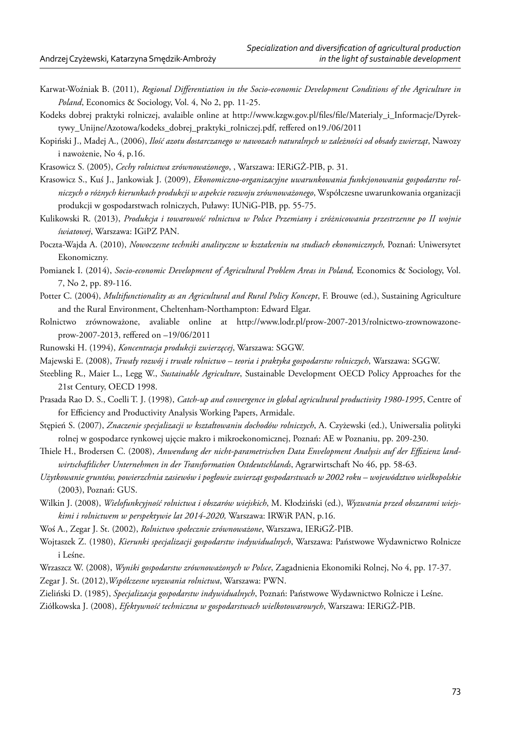Karwat-Woźniak B. (2011), *Regional Differentiation in the Socio-economic Development Conditions of the Agriculture in Poland*, Economics & Sociology, Vol. 4, No 2, pp. 11-25.

Kodeks dobrej praktyki rolniczej, avalaible online at http://www.kzgw.gov.pl/files/file/Materialy_i_Informacje/Dyrektywy_Unijne/Azotowa/kodeks_dobrej_praktyki_rolniczej.pdf, reffered on19./06/2011

Kopiński J., Madej A., (2006), *Ilość azotu dostarczanego w nawozach naturalnych w zależności od obsady zwierząt*, Nawozy i nawożenie, No 4, p.16.

Krasowicz S. (2005), *Cechy rolnictwa zrównoważonego*, , Warszawa: IERiGŻ-PIB, p. 31.

Krasowicz S., Kuś J., Jankowiak J. (2009), *Ekonomiczno-organizacyjne uwarunkowania funkcjonowania gospodarstw rolniczych o różnych kierunkach produkcji w aspekcie rozwoju zrównoważonego*, Współczesne uwarunkowania organizacji produkcji w gospodarstwach rolniczych, Puławy: IUNiG-PIB, pp. 55-75.

Kulikowski R. (2013), *Produkcja i towarowość rolnictwa w Polsce Przemiany i zróżnicowania przestrzenne po II wojnie światowej*, Warszawa: IGiPZ PAN.

Poczta-Wajda A. (2010), *Nowoczesne techniki analityczne w kształceniu na studiach ekonomicznych,* Poznań: Uniwersytet Ekonomiczny.

Pomianek I. (2014), *Socio-economic Development of Agricultural Problem Areas in Poland,* Economics & Sociology, Vol. 7, No 2, pp. 89-116.

Potter C. (2004), *Multifunctionality as an Agricultural and Rural Policy Koncept*, F. Brouwe (ed.), Sustaining Agriculture and the Rural Environment, Cheltenham-Northampton: Edward Elgar.

Rolnictwo zrównoważone, avaliable online at http://www.lodr.pl/prow-2007-2013/rolnictwo-zrownowazone-prow-2007-2013, reffered on –19/06/2011

Runowski H. (1994), *Koncentracja produkcji zwierzęcej*, Warszawa: SGGW.

Majewski E. (2008), *Trwały rozwój i trwałe rolnictwo – teoria i praktyka gospodarstw rolniczych*, Warszawa: SGGW.

Steebling R., Maier L., Legg W., *Sustainable Agriculture*, Sustainable Development OECD Policy Approaches for the 21st Century, OECD 1998.

Prasada Rao D. S., Coelli T. J. (1998), *Catch-up and convergence in global agricultural productivity 1980-1995*, Centre of for Efficiency and Productivity Analysis Working Papers, Armidale.

Stępień S. (2007), *Znaczenie specjalizacji w kształtowaniu dochodów rolniczych*, A. Czyżewski (ed.), Uniwersalia polityki rolnej w gospodarce rynkowej ujęcie makro i mikroekonomicznej, Poznań: AE w Poznaniu, pp. 209-230.

Thiele H., Brodersen C. (2008), *Anwendung der nicht-parametrischen Data Envelopment Analysis auf der Effizienz landwirtschaftlicher Unternehmen in der Transformation Ostdeutschlands*, Agrarwirtschaft No 46, pp. 58-63.

*Użytkowanie gruntów, powierzchnia zasiewów i pogłowie zwierząt gospodarstwach w 2002 roku – województwo wielkopolskie* (2003), Poznań: GUS.

Wilkin J. (2008), *Wielofunkcyjność rolnictwa i obszarów wiejskich*, M. Kłodziński (ed.), *Wyzwania przed obszarami wiejskimi i rolnictwem w perspektywie lat 2014-2020,* Warszawa: IRWiR PAN, p.16.

Woś A., Zegar J. St. (2002), *Rolnictwo społecznie zrównoważone*, Warszawa, IERiGŻ-PIB.

Wojtaszek Z. (1980), *Kierunki specjalizacji gospodarstw indywidualnych*, Warszawa: Państwowe Wydawnictwo Rolnicze i Leśne.

Wrzaszcz W. (2008), *Wyniki gospodarstw zrównoważonych w Polsce*, Zagadnienia Ekonomiki Rolnej, No 4, pp. 17-37.

Zegar J. St. (2012),*Współczesne wyzwania rolnictwa*, Warszawa: PWN.

Zieliński D. (1985), *Specjalizacja gospodarstw indywidualnych*, Poznań: Państwowe Wydawnictwo Rolnicze i Leśne.

Ziółkowska J. (2008), *Efektywność techniczna w gospodarstwach wielkotowarowych*, Warszawa: IERiGŻ-PIB.